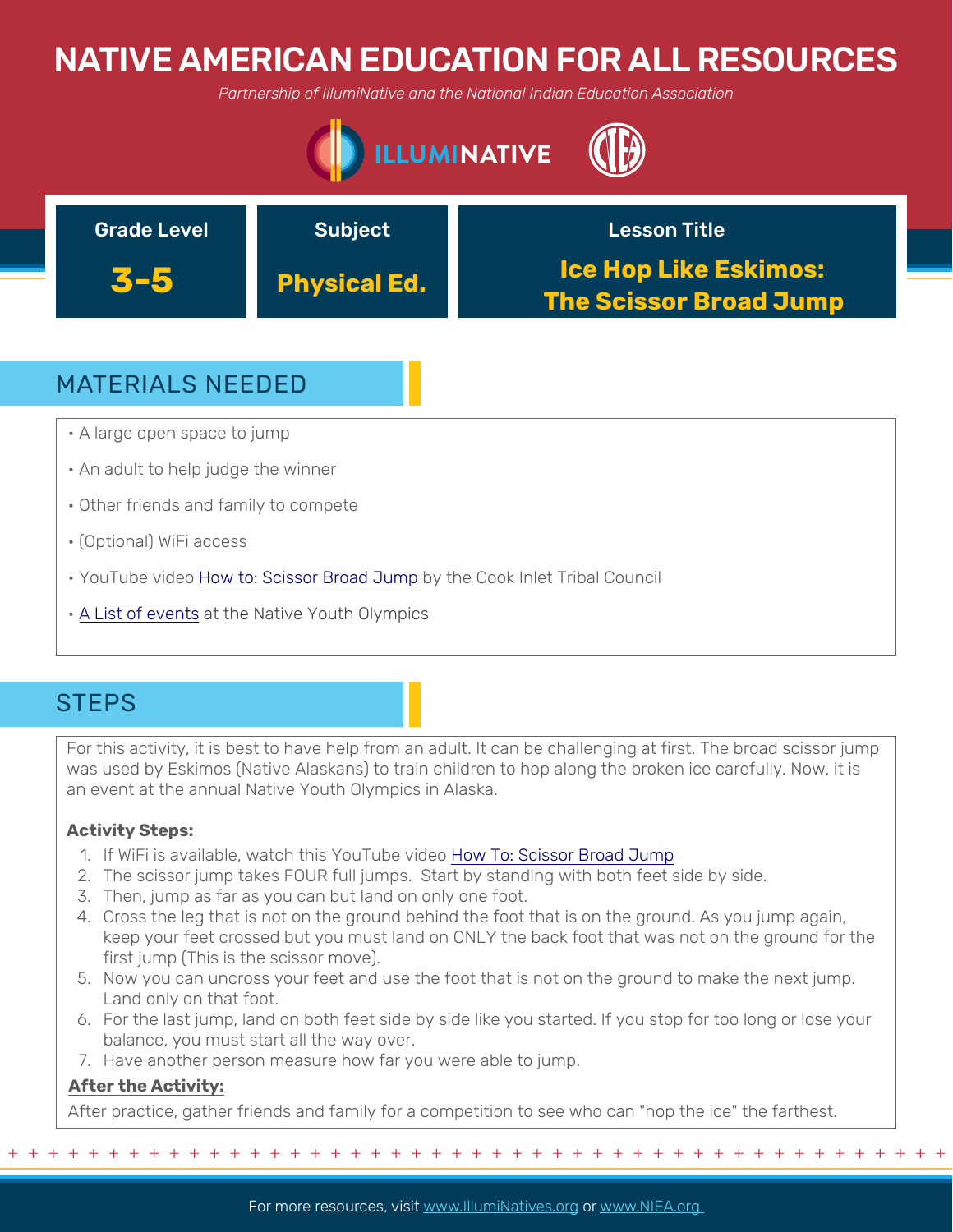# NATIVE AMERICAN EDUCATION FOR ALL RESOURCES

*Partnership of IllumiNative and the National Indian Education Association*

| Grade Level | Subject | Lesson Title |
| --- | --- | --- |
| **3-5** | **Physical Ed.** | **Ice Hop Like Eskimos: The Scissor Broad Jump** |

## MATERIALS NEEDED

- A large open space to jump
- An adult to help judge the winner
- Other friends and family to compete
- (Optional) WiFi access
- YouTube video How to: Scissor Broad Jump by the Cook Inlet Tribal Council
- A List of events at the Native Youth Olympics

## STEPS

For this activity, it is best to have help from an adult. It can be challenging at first. The broad scissor jump was used by Eskimos (Native Alaskans) to train children to hop along the broken ice carefully. Now, it is an event at the annual Native Youth Olympics in Alaska.

**Activity Steps:**

1. If WiFi is available, watch this YouTube video How To: Scissor Broad Jump
2. The scissor jump takes FOUR full jumps. Start by standing with both feet side by side.
3. Then, jump as far as you can but land on only one foot.
4. Cross the leg that is not on the ground behind the foot that is on the ground. As you jump again, keep your feet crossed but you must land on ONLY the back foot that was not on the ground for the first jump (This is the scissor move).
5. Now you can uncross your feet and use the foot that is not on the ground to make the next jump. Land only on that foot.
6. For the last jump, land on both feet side by side like you started. If you stop for too long or lose your balance, you must start all the way over.
7. Have another person measure how far you were able to jump.

**After the Activity:**

After practice, gather friends and family for a competition to see who can "hop the ice" the farthest.

For more resources, visit www.IllumiNatives.org or www.NIEA.org.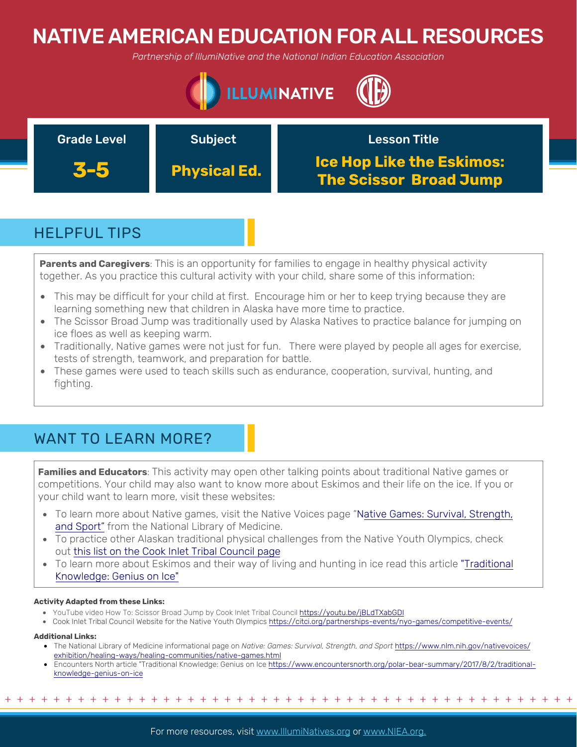# NATIVE AMERICAN EDUCATION FOR ALL RESOURCES

*Partnership of IllumiNative and the National Indian Education Association*

| Grade Level | Subject | Lesson Title |
|---|---|---|
| **3-5** | **Physical Ed.** | **Ice Hop Like the Eskimos: The Scissor Broad Jump** |

## HELPFUL TIPS

**Parents and Caregivers**: This is an opportunity for families to engage in healthy physical activity together. As you practice this cultural activity with your child, share some of this information:

- This may be difficult for your child at first. Encourage him or her to keep trying because they are learning something new that children in Alaska have more time to practice.
- The Scissor Broad Jump was traditionally used by Alaska Natives to practice balance for jumping on ice floes as well as keeping warm.
- Traditionally, Native games were not just for fun. There were played by people all ages for exercise, tests of strength, teamwork, and preparation for battle.
- These games were used to teach skills such as endurance, cooperation, survival, hunting, and fighting.

## WANT TO LEARN MORE?

**Families and Educators**: This activity may open other talking points about traditional Native games or competitions. Your child may also want to know more about Eskimos and their life on the ice. If you or your child want to learn more, visit these websites:

- To learn more about Native games, visit the Native Voices page "Native Games: Survival, Strength, and Sport" from the National Library of Medicine.
- To practice other Alaskan traditional physical challenges from the Native Youth Olympics, check out this list on the Cook Inlet Tribal Council page
- To learn more about Eskimos and their way of living and hunting in ice read this article "Traditional Knowledge: Genius on Ice"

**Activity Adapted from these Links:**

- YouTube video How To: Scissor Broad Jump by Cook Inlet Tribal Council https://youtu.be/jBLdTXabGDI
- Cook Inlet Tribal Council Website for the Native Youth Olympics https://citci.org/partnerships-events/nyo-games/competitive-events/

**Additional Links:**

- The National Library of Medicine informational page on *Native: Games: Survival, Strength, and Sport* https://www.nlm.nih.gov/nativevoices/exhibition/healing-ways/healing-communities/native-games.html
- Encounters North article "Traditional Knowledge: Genius on Ice https://www.encountersnorth.org/polar-bear-summary/2017/8/2/traditional-knowledge-genius-on-ice

For more resources, visit www.IllumiNatives.org or www.NIEA.org.